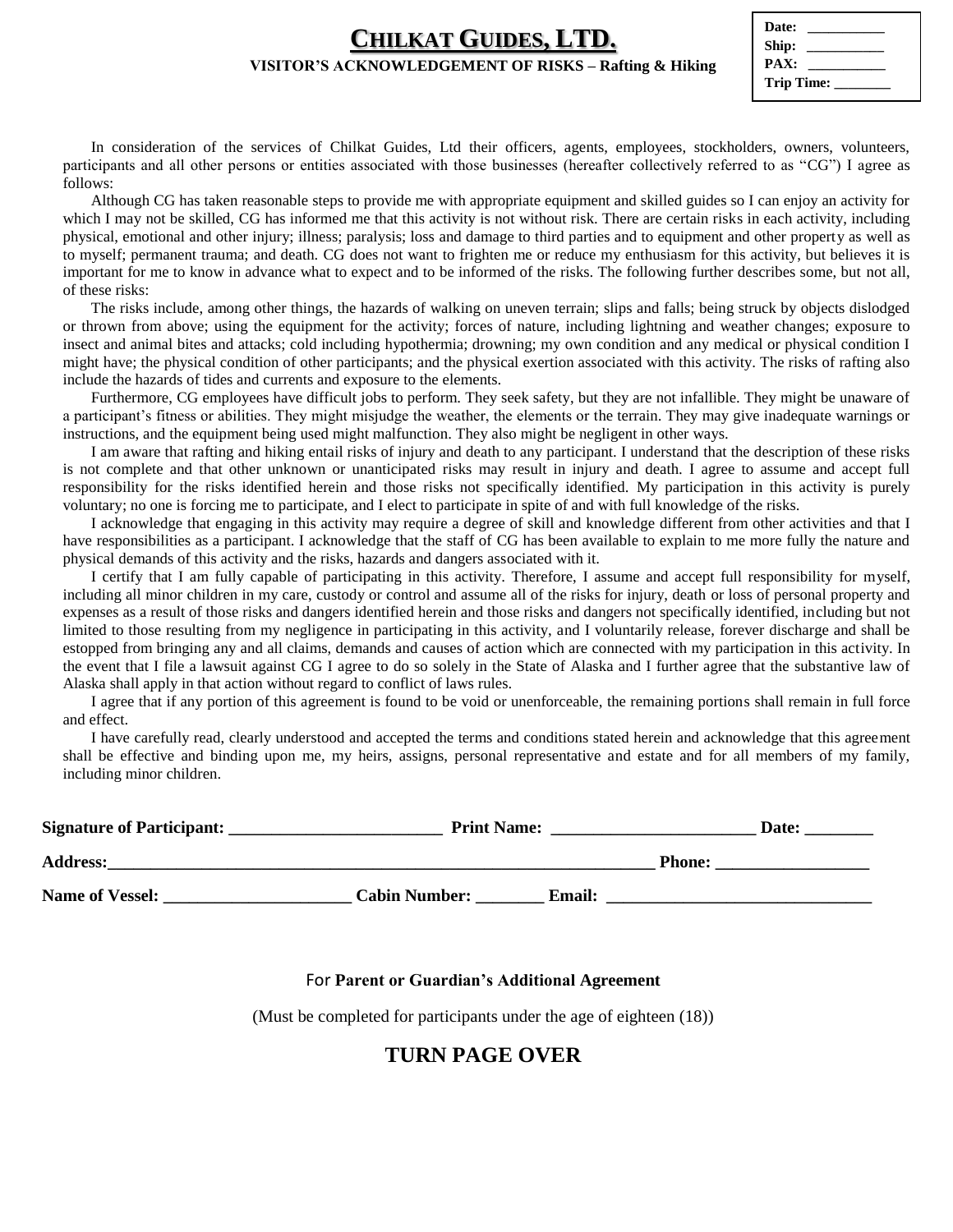# CHILKAT GUIDES, LTD.

**VISITOR'S ACKNOWLEDGEMENT OF RISKS – Rafting & Hiking**

| |
|---|
| **Date:** ___________ |
| **Ship:** ___________ |
| **PAX:** ___________ |
| **Trip Time:** ________ |

In consideration of the services of Chilkat Guides, Ltd their officers, agents, employees, stockholders, owners, volunteers, participants and all other persons or entities associated with those businesses (hereafter collectively referred to as "CG") I agree as follows:

Although CG has taken reasonable steps to provide me with appropriate equipment and skilled guides so I can enjoy an activity for which I may not be skilled, CG has informed me that this activity is not without risk. There are certain risks in each activity, including physical, emotional and other injury; illness; paralysis; loss and damage to third parties and to equipment and other property as well as to myself; permanent trauma; and death. CG does not want to frighten me or reduce my enthusiasm for this activity, but believes it is important for me to know in advance what to expect and to be informed of the risks. The following further describes some, but not all, of these risks:

The risks include, among other things, the hazards of walking on uneven terrain; slips and falls; being struck by objects dislodged or thrown from above; using the equipment for the activity; forces of nature, including lightning and weather changes; exposure to insect and animal bites and attacks; cold including hypothermia; drowning; my own condition and any medical or physical condition I might have; the physical condition of other participants; and the physical exertion associated with this activity. The risks of rafting also include the hazards of tides and currents and exposure to the elements.

Furthermore, CG employees have difficult jobs to perform. They seek safety, but they are not infallible. They might be unaware of a participant's fitness or abilities. They might misjudge the weather, the elements or the terrain. They may give inadequate warnings or instructions, and the equipment being used might malfunction. They also might be negligent in other ways.

I am aware that rafting and hiking entail risks of injury and death to any participant. I understand that the description of these risks is not complete and that other unknown or unanticipated risks may result in injury and death. I agree to assume and accept full responsibility for the risks identified herein and those risks not specifically identified. My participation in this activity is purely voluntary; no one is forcing me to participate, and I elect to participate in spite of and with full knowledge of the risks.

I acknowledge that engaging in this activity may require a degree of skill and knowledge different from other activities and that I have responsibilities as a participant. I acknowledge that the staff of CG has been available to explain to me more fully the nature and physical demands of this activity and the risks, hazards and dangers associated with it.

I certify that I am fully capable of participating in this activity. Therefore, I assume and accept full responsibility for myself, including all minor children in my care, custody or control and assume all of the risks for injury, death or loss of personal property and expenses as a result of those risks and dangers identified herein and those risks and dangers not specifically identified, including but not limited to those resulting from my negligence in participating in this activity, and I voluntarily release, forever discharge and shall be estopped from bringing any and all claims, demands and causes of action which are connected with my participation in this activity. In the event that I file a lawsuit against CG I agree to do so solely in the State of Alaska and I further agree that the substantive law of Alaska shall apply in that action without regard to conflict of laws rules.

I agree that if any portion of this agreement is found to be void or unenforceable, the remaining portions shall remain in full force and effect.

I have carefully read, clearly understood and accepted the terms and conditions stated herein and acknowledge that this agreement shall be effective and binding upon me, my heirs, assigns, personal representative and estate and for all members of my family, including minor children.

**Signature of Participant:** _________________________ **Print Name:** ________________________ **Date:** ________

**Address:**_________________________________________________________________ **Phone:** __________________

**Name of Vessel:** ______________________ **Cabin Number:** ________ **Email:** ________________________________

For **Parent or Guardian's Additional Agreement**

(Must be completed for participants under the age of eighteen (18))

## TURN PAGE OVER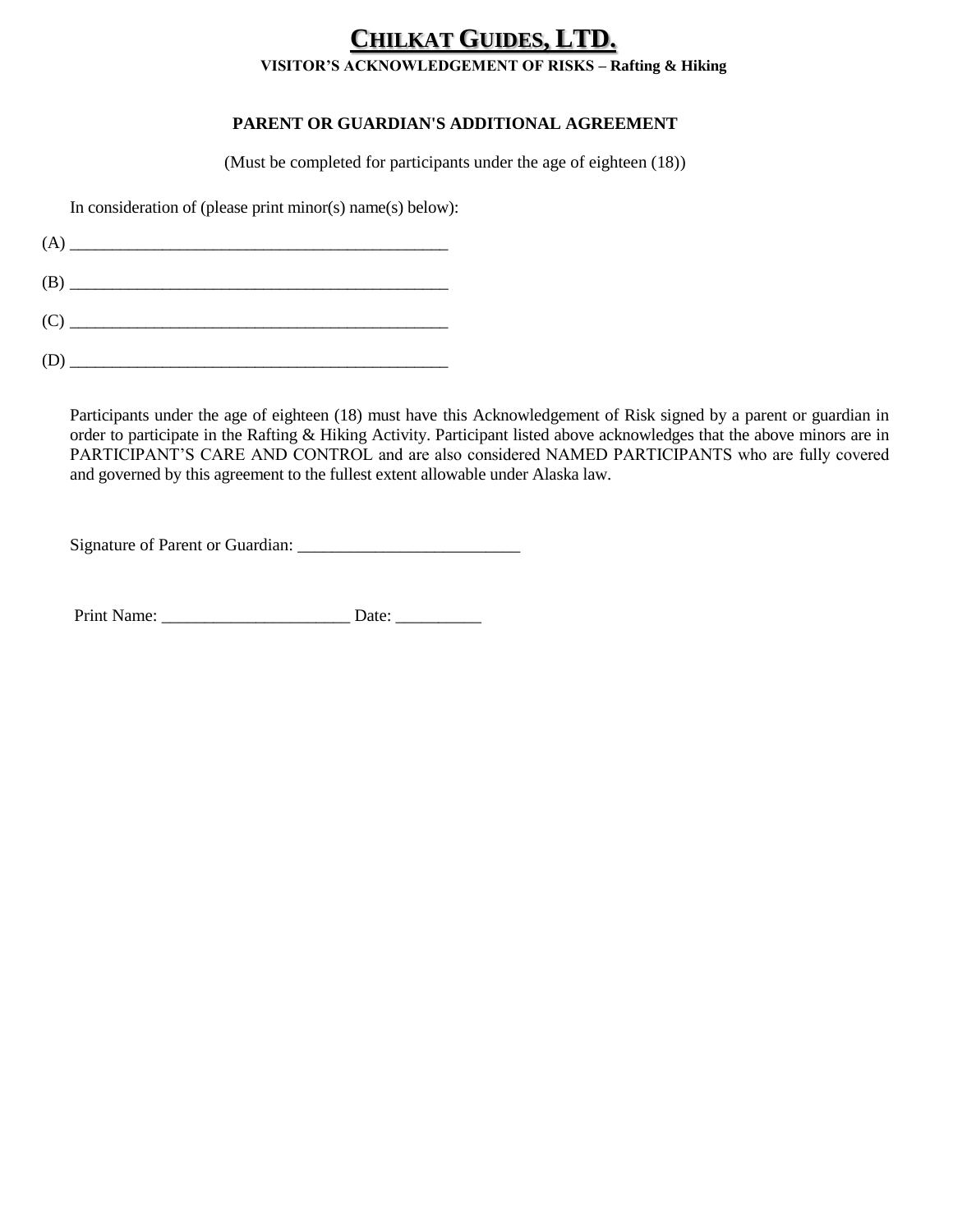# CHILKAT GUIDES, LTD.

**VISITOR'S ACKNOWLEDGEMENT OF RISKS – Rafting & Hiking**

**PARENT OR GUARDIAN'S ADDITIONAL AGREEMENT**

(Must be completed for participants under the age of eighteen (18))

In consideration of (please print minor(s) name(s) below):

(A) _____________________________________________

(B) _____________________________________________

(C) _____________________________________________

(D) _____________________________________________

Participants under the age of eighteen (18) must have this Acknowledgement of Risk signed by a parent or guardian in order to participate in the Rafting & Hiking Activity. Participant listed above acknowledges that the above minors are in PARTICIPANT'S CARE AND CONTROL and are also considered NAMED PARTICIPANTS who are fully covered and governed by this agreement to the fullest extent allowable under Alaska law.

Signature of Parent or Guardian: _________________________

Print Name: _____________________ Date: __________